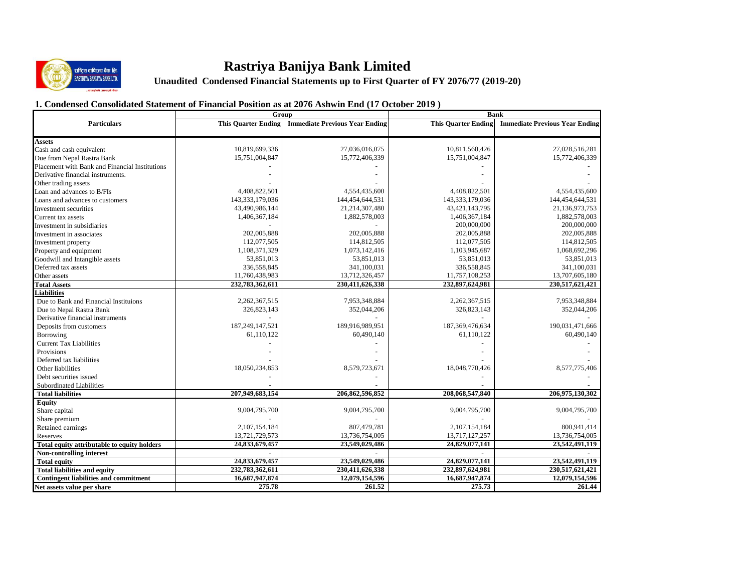# Rastriya Banijya Bank Limited

**Unaudited Condensed Financial Statements up to First Quarter of FY 2076/77 (2019-20)**

## 1. Condensed Consolidated Statement of Financial Position as at 2076 Ashwin End (17 October 2019 )

| Particulars | Group | | Bank | |
|---|---|---|---|---|
| | This Quarter Ending | Immediate Previous Year Ending | This Quarter Ending | Immediate Previous Year Ending |
| **Assets** | | | | |
| Cash and cash equivalent | 10,819,699,336 | 27,036,016,075 | 10,811,560,426 | 27,028,516,281 |
| Due from Nepal Rastra Bank | 15,751,004,847 | 15,772,406,339 | 15,751,004,847 | 15,772,406,339 |
| Placement with Bank and Financial Institutions | - | - | - | - |
| Derivative financial instruments. | - | - | - | - |
| Other trading assets | - | - | - | - |
| Loan and advances to B/FIs | 4,408,822,501 | 4,554,435,600 | 4,408,822,501 | 4,554,435,600 |
| Loans and advances to customers | 143,333,179,036 | 144,454,644,531 | 143,333,179,036 | 144,454,644,531 |
| Investment securities | 43,490,986,144 | 21,214,307,480 | 43,421,143,795 | 21,136,973,753 |
| Current tax assets | 1,406,367,184 | 1,882,578,003 | 1,406,367,184 | 1,882,578,003 |
| Investment in subsidiaries | - | - | 200,000,000 | 200,000,000 |
| Investment in associates | 202,005,888 | 202,005,888 | 202,005,888 | 202,005,888 |
| Investment property | 112,077,505 | 114,812,505 | 112,077,505 | 114,812,505 |
| Property and equipment | 1,108,371,329 | 1,073,142,416 | 1,103,945,687 | 1,068,692,296 |
| Goodwill and Intangible assets | 53,851,013 | 53,851,013 | 53,851,013 | 53,851,013 |
| Deferred tax assets | 336,558,845 | 341,100,031 | 336,558,845 | 341,100,031 |
| Other assets | 11,760,438,983 | 13,712,326,457 | 11,757,108,253 | 13,707,605,180 |
| **Total Assets** | **232,783,362,611** | **230,411,626,338** | **232,897,624,981** | **230,517,621,421** |
| **Liabilities** | | | | |
| Due to Bank and Financial Instituions | 2,262,367,515 | 7,953,348,884 | 2,262,367,515 | 7,953,348,884 |
| Due to Nepal Rastra Bank | 326,823,143 | 352,044,206 | 326,823,143 | 352,044,206 |
| Derivative financial instruments | - | - | - | - |
| Deposits from customers | 187,249,147,521 | 189,916,989,951 | 187,369,476,634 | 190,031,471,666 |
| Borrowing | 61,110,122 | 60,490,140 | 61,110,122 | 60,490,140 |
| Current Tax Liabilities | - | - | - | - |
| Provisions | - | - | - | - |
| Deferred tax liabilities | - | - | - | - |
| Other liabilities | 18,050,234,853 | 8,579,723,671 | 18,048,770,426 | 8,577,775,406 |
| Debt securities issued | - | - | - | - |
| Subordinated Liabilities | - | - | - | - |
| **Total liabilities** | **207,949,683,154** | **206,862,596,852** | **208,068,547,840** | **206,975,130,302** |
| **Equity** | | | | |
| Share capital | 9,004,795,700 | 9,004,795,700 | 9,004,795,700 | 9,004,795,700 |
| Share premium | - | - | - | - |
| Retained earnings | 2,107,154,184 | 807,479,781 | 2,107,154,184 | 800,941,414 |
| Reserves | 13,721,729,573 | 13,736,754,005 | 13,717,127,257 | 13,736,754,005 |
| **Total equity attributable to equity holders** | **24,833,679,457** | **23,549,029,486** | **24,829,077,141** | **23,542,491,119** |
| **Non-controlling interest** | - | - | - | - |
| **Total equity** | **24,833,679,457** | **23,549,029,486** | **24,829,077,141** | **23,542,491,119** |
| **Total liabilities and equity** | **232,783,362,611** | **230,411,626,338** | **232,897,624,981** | **230,517,621,421** |
| **Contingent liabilities and commitment** | **16,687,947,874** | **12,079,154,596** | **16,687,947,874** | **12,079,154,596** |
| **Net assets value per share** | **275.78** | **261.52** | **275.73** | **261.44** |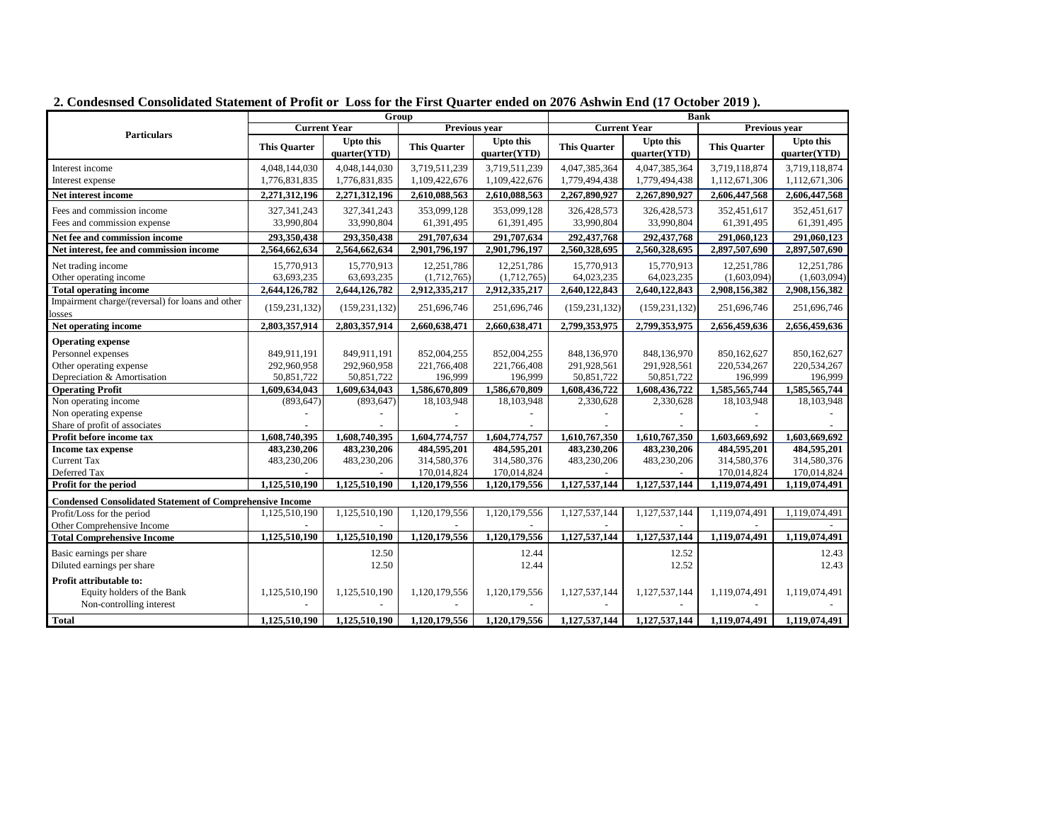## 2. Condesnsed Consolidated Statement of Profit or Loss for the First Quarter ended on 2076 Ashwin End (17 October 2019 ).

| Particulars | Group | | | | Bank | | | |
|---|---|---|---|---|---|---|---|---|
| | Current Year | | Previous year | | Current Year | | Previous year | |
| | This Quarter | Upto this quarter(YTD) | This Quarter | Upto this quarter(YTD) | This Quarter | Upto this quarter(YTD) | This Quarter | Upto this quarter(YTD) |
| Interest income | 4,048,144,030 | 4,048,144,030 | 3,719,511,239 | 3,719,511,239 | 4,047,385,364 | 4,047,385,364 | 3,719,118,874 | 3,719,118,874 |
| Interest expense | 1,776,831,835 | 1,776,831,835 | 1,109,422,676 | 1,109,422,676 | 1,779,494,438 | 1,779,494,438 | 1,112,671,306 | 1,112,671,306 |
| **Net interest income** | **2,271,312,196** | **2,271,312,196** | **2,610,088,563** | **2,610,088,563** | **2,267,890,927** | **2,267,890,927** | **2,606,447,568** | **2,606,447,568** |
| Fees and commission income | 327,341,243 | 327,341,243 | 353,099,128 | 353,099,128 | 326,428,573 | 326,428,573 | 352,451,617 | 352,451,617 |
| Fees and commission expense | 33,990,804 | 33,990,804 | 61,391,495 | 61,391,495 | 33,990,804 | 33,990,804 | 61,391,495 | 61,391,495 |
| **Net fee and commission income** | **293,350,438** | **293,350,438** | **291,707,634** | **291,707,634** | **292,437,768** | **292,437,768** | **291,060,123** | **291,060,123** |
| **Net interest, fee and commission income** | **2,564,662,634** | **2,564,662,634** | **2,901,796,197** | **2,901,796,197** | **2,560,328,695** | **2,560,328,695** | **2,897,507,690** | **2,897,507,690** |
| Net trading income | 15,770,913 | 15,770,913 | 12,251,786 | 12,251,786 | 15,770,913 | 15,770,913 | 12,251,786 | 12,251,786 |
| Other operating income | 63,693,235 | 63,693,235 | (1,712,765) | (1,712,765) | 64,023,235 | 64,023,235 | (1,603,094) | (1,603,094) |
| **Total operating income** | **2,644,126,782** | **2,644,126,782** | **2,912,335,217** | **2,912,335,217** | **2,640,122,843** | **2,640,122,843** | **2,908,156,382** | **2,908,156,382** |
| Impairment charge/(reversal) for loans and other losses | (159,231,132) | (159,231,132) | 251,696,746 | 251,696,746 | (159,231,132) | (159,231,132) | 251,696,746 | 251,696,746 |
| **Net operating income** | **2,803,357,914** | **2,803,357,914** | **2,660,638,471** | **2,660,638,471** | **2,799,353,975** | **2,799,353,975** | **2,656,459,636** | **2,656,459,636** |
| **Operating expense** | | | | | | | | |
| Personnel expenses | 849,911,191 | 849,911,191 | 852,004,255 | 852,004,255 | 848,136,970 | 848,136,970 | 850,162,627 | 850,162,627 |
| Other operating expense | 292,960,958 | 292,960,958 | 221,766,408 | 221,766,408 | 291,928,561 | 291,928,561 | 220,534,267 | 220,534,267 |
| Depreciation & Amortisation | 50,851,722 | 50,851,722 | 196,999 | 196,999 | 50,851,722 | 50,851,722 | 196,999 | 196,999 |
| **Operating Profit** | **1,609,634,043** | **1,609,634,043** | **1,586,670,809** | **1,586,670,809** | **1,608,436,722** | **1,608,436,722** | **1,585,565,744** | **1,585,565,744** |
| Non operating income | (893,647) | (893,647) | 18,103,948 | 18,103,948 | 2,330,628 | 2,330,628 | 18,103,948 | 18,103,948 |
| Non operating expense | - | - | - | - | - | - | - | - |
| Share of profit of associates | - | - | - | - | - | - | - | - |
| **Profit before income tax** | **1,608,740,395** | **1,608,740,395** | **1,604,774,757** | **1,604,774,757** | **1,610,767,350** | **1,610,767,350** | **1,603,669,692** | **1,603,669,692** |
| **Income tax expense** | **483,230,206** | **483,230,206** | **484,595,201** | **484,595,201** | **483,230,206** | **483,230,206** | **484,595,201** | **484,595,201** |
| Current Tax | 483,230,206 | 483,230,206 | 314,580,376 | 314,580,376 | 483,230,206 | 483,230,206 | 314,580,376 | 314,580,376 |
| Deferred Tax | - | - | 170,014,824 | 170,014,824 | - | - | 170,014,824 | 170,014,824 |
| **Profit for the period** | **1,125,510,190** | **1,125,510,190** | **1,120,179,556** | **1,120,179,556** | **1,127,537,144** | **1,127,537,144** | **1,119,074,491** | **1,119,074,491** |
| **Condensed Consolidated Statement of Comprehensive Income** | | | | | | | | |
| Profit/Loss for the period | 1,125,510,190 | 1,125,510,190 | 1,120,179,556 | 1,120,179,556 | 1,127,537,144 | 1,127,537,144 | 1,119,074,491 | 1,119,074,491 |
| Other Comprehensive Income | - | - | - | - | - | - | - | - |
| **Total Comprehensive Income** | **1,125,510,190** | **1,125,510,190** | **1,120,179,556** | **1,120,179,556** | **1,127,537,144** | **1,127,537,144** | **1,119,074,491** | **1,119,074,491** |
| Basic earnings per share | | 12.50 | | 12.44 | | 12.52 | | 12.43 |
| Diluted earnings per share | | 12.50 | | 12.44 | | 12.52 | | 12.43 |
| **Profit attributable to:** | | | | | | | | |
| Equity holders of the Bank | 1,125,510,190 | 1,125,510,190 | 1,120,179,556 | 1,120,179,556 | 1,127,537,144 | 1,127,537,144 | 1,119,074,491 | 1,119,074,491 |
| Non-controlling interest | - | - | - | - | - | - | - | - |
| **Total** | **1,125,510,190** | **1,125,510,190** | **1,120,179,556** | **1,120,179,556** | **1,127,537,144** | **1,127,537,144** | **1,119,074,491** | **1,119,074,491** |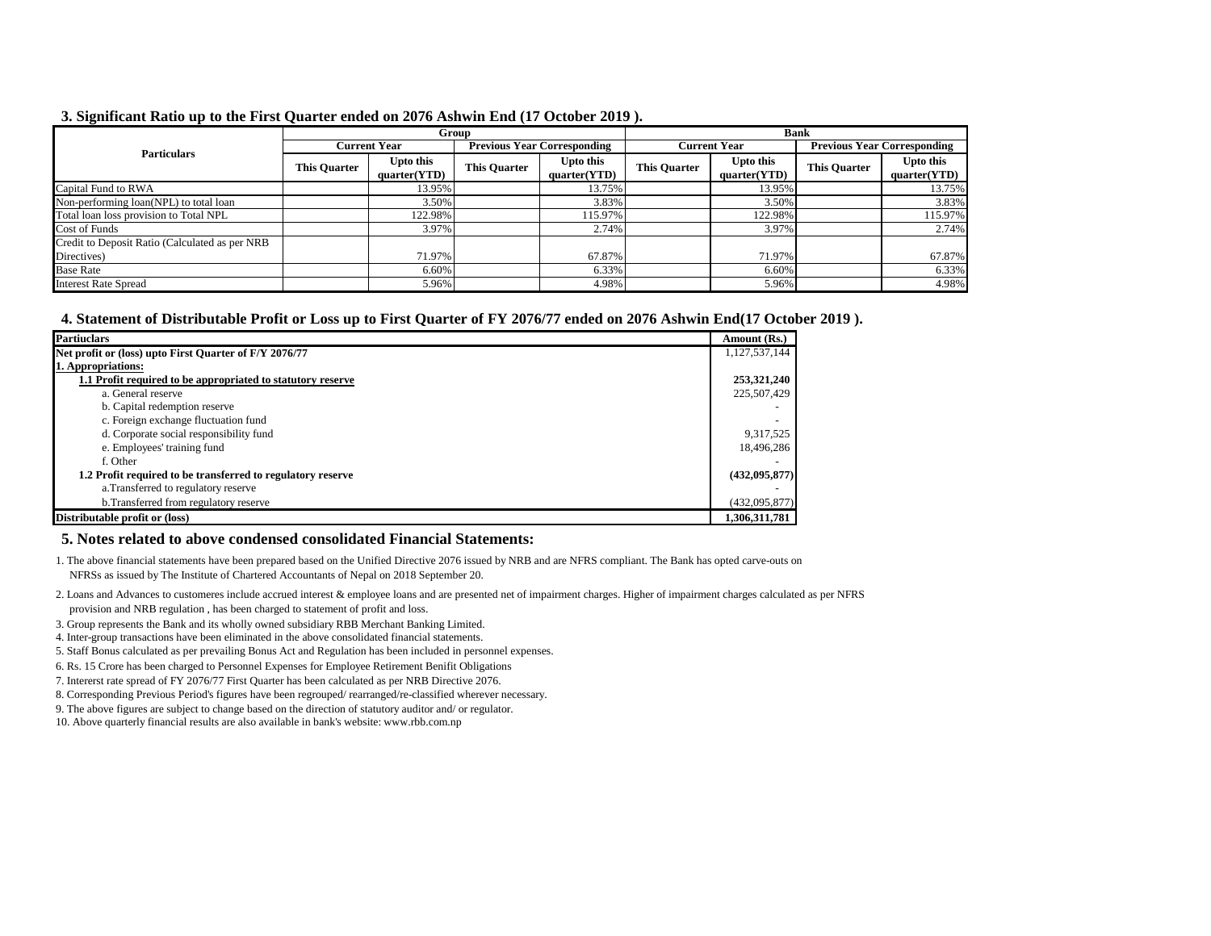### 3. Significant Ratio up to the First Quarter ended on 2076 Ashwin End (17 October 2019 ).

| Particulars | Group | | | | Bank | | | |
|---|---|---|---|---|---|---|---|---|
| | Current Year | | Previous Year Corresponding | | Current Year | | Previous Year Corresponding | |
| | This Quarter | Upto this quarter(YTD) | This Quarter | Upto this quarter(YTD) | This Quarter | Upto this quarter(YTD) | This Quarter | Upto this quarter(YTD) |
| Capital Fund to RWA | | 13.95% | | 13.75% | | 13.95% | | 13.75% |
| Non-performing loan(NPL) to total loan | | 3.50% | | 3.83% | | 3.50% | | 3.83% |
| Total loan loss provision to Total NPL | | 122.98% | | 115.97% | | 122.98% | | 115.97% |
| Cost of Funds | | 3.97% | | 2.74% | | 3.97% | | 2.74% |
| Credit to Deposit Ratio (Calculated as per NRB Directives) | | 71.97% | | 67.87% | | 71.97% | | 67.87% |
| Base Rate | | 6.60% | | 6.33% | | 6.60% | | 6.33% |
| Interest Rate Spread | | 5.96% | | 4.98% | | 5.96% | | 4.98% |

### 4. Statement of Distributable Profit or Loss up to First Quarter of FY 2076/77 ended on 2076 Ashwin End(17 October 2019 ).

| Partiuclars | Amount (Rs.) |
|---|---|
| **Net profit or (loss) upto First Quarter of F/Y 2076/77** | 1,127,537,144 |
| **1. Appropriations:** | |
| **1.1 Profit required to be appropriated to statutory reserve** | **253,321,240** |
| a. General reserve | 225,507,429 |
| b. Capital redemption reserve | - |
| c. Foreign exchange fluctuation fund | - |
| d. Corporate social responsibility fund | 9,317,525 |
| e. Employees' training fund | 18,496,286 |
| f. Other | - |
| **1.2 Profit required to be transferred to regulatory reserve** | **(432,095,877)** |
| a.Transferred to regulatory reserve | - |
| b.Transferred from regulatory reserve | (432,095,877) |
| **Distributable profit or (loss)** | **1,306,311,781** |

### 5. Notes related to above condensed consolidated Financial Statements:

1. The above financial statements have been prepared based on the Unified Directive 2076 issued by NRB and are NFRS compliant. The Bank has opted carve-outs on NFRSs as issued by The Institute of Chartered Accountants of Nepal on 2018 September 20.
2. Loans and Advances to customeres include accrued interest & employee loans and are presented net of impairment charges. Higher of impairment charges calculated as per NFRS provision and NRB regulation , has been charged to statement of profit and loss.
3. Group represents the Bank and its wholly owned subsidiary RBB Merchant Banking Limited.
4. Inter-group transactions have been eliminated in the above consolidated financial statements.
5. Staff Bonus calculated as per prevailing Bonus Act and Regulation has been included in personnel expenses.
6. Rs. 15 Crore has been charged to Personnel Expenses for Employee Retirement Benifit Obligations
7. Intererst rate spread of FY 2076/77 First Quarter has been calculated as per NRB Directive 2076.
8. Corresponding Previous Period's figures have been regrouped/ rearranged/re-classified wherever necessary.
9. The above figures are subject to change based on the direction of statutory auditor and/ or regulator.
10. Above quarterly financial results are also available in bank's website: www.rbb.com.np